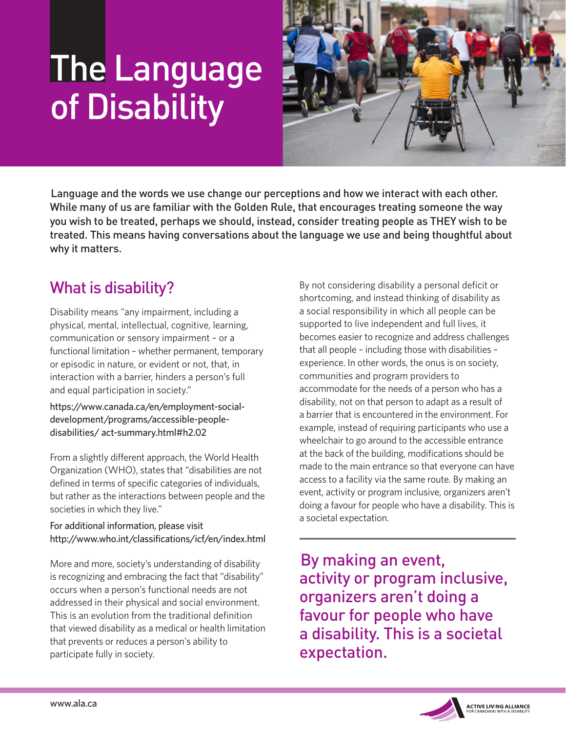# The Language of Disability

Language and the words we use change our perceptions and how we interact with each other. While many of us are familiar with the Golden Rule, that encourages treating someone the way you wish to be treated, perhaps we should, instead, consider treating people as THEY wish to be treated. This means having conversations about the language we use and being thoughtful about why it matters.

## What is disability?

Disability means "any impairment, including a physical, mental, intellectual, cognitive, learning, communication or sensory impairment – or a functional limitation – whether permanent, temporary or episodic in nature, or evident or not, that, in interaction with a barrier, hinders a person's full and equal participation in society."

https://www.canada.ca/en/employment-social-development/programs/accessible-people-disabilities/ act-summary.html#h2.02

From a slightly different approach, the World Health Organization (WHO), states that "disabilities are not defined in terms of specific categories of individuals, but rather as the interactions between people and the societies in which they live."

For additional information, please visit http://www.who.int/classifications/icf/en/index.html

More and more, society's understanding of disability is recognizing and embracing the fact that "disability" occurs when a person's functional needs are not addressed in their physical and social environment. This is an evolution from the traditional definition that viewed disability as a medical or health limitation that prevents or reduces a person's ability to participate fully in society.

By not considering disability a personal deficit or shortcoming, and instead thinking of disability as a social responsibility in which all people can be supported to live independent and full lives, it becomes easier to recognize and address challenges that all people – including those with disabilities – experience. In other words, the onus is on society, communities and program providers to accommodate for the needs of a person who has a disability, not on that person to adapt as a result of a barrier that is encountered in the environment. For example, instead of requiring participants who use a wheelchair to go around to the accessible entrance at the back of the building, modifications should be made to the main entrance so that everyone can have access to a facility via the same route. By making an event, activity or program inclusive, organizers aren't doing a favour for people who have a disability. This is a societal expectation.

> By making an event, activity or program inclusive, organizers aren't doing a favour for people who have a disability. This is a societal expectation.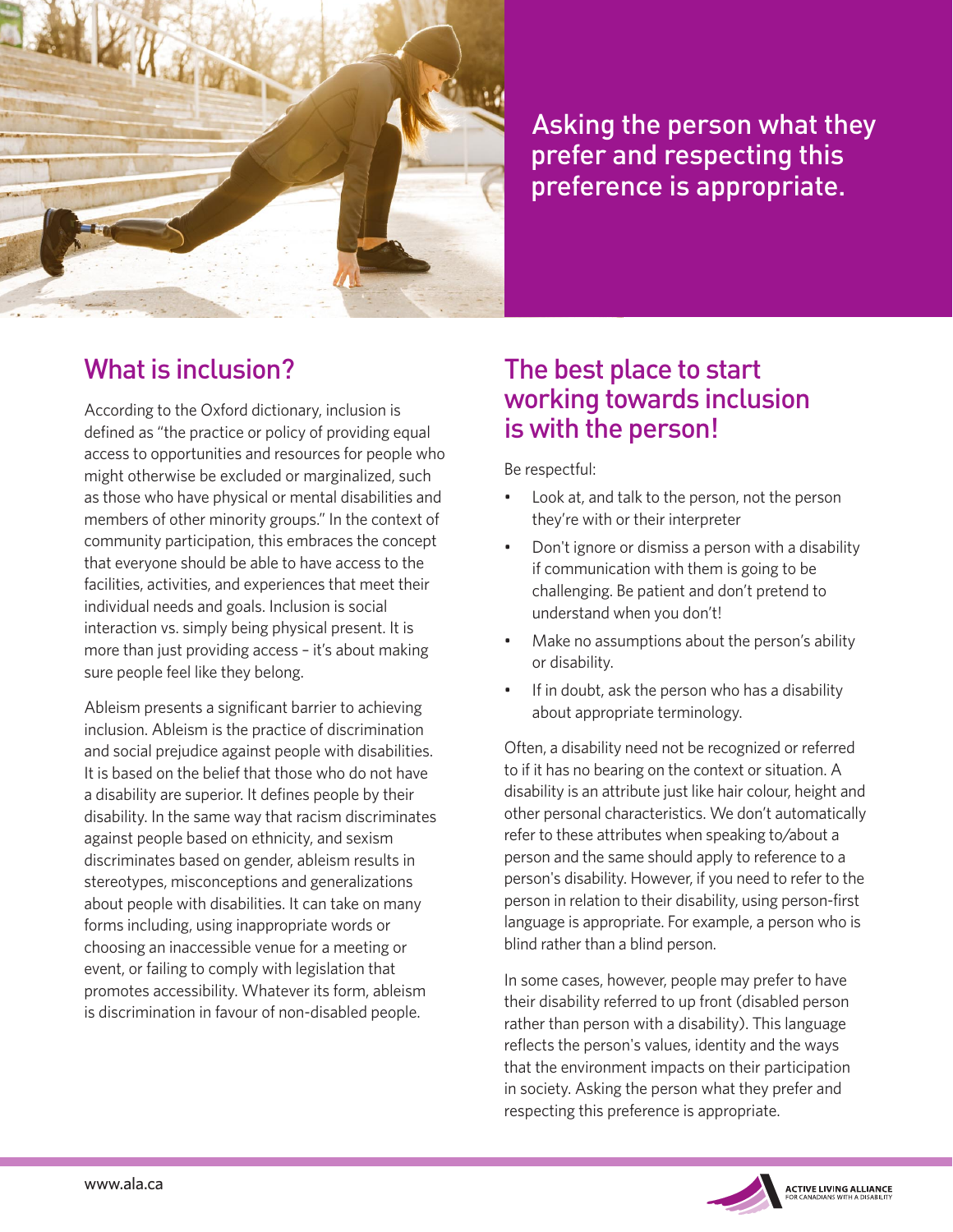Asking the person what they prefer and respecting this preference is appropriate.

## What is inclusion?

According to the Oxford dictionary, inclusion is defined as "the practice or policy of providing equal access to opportunities and resources for people who might otherwise be excluded or marginalized, such as those who have physical or mental disabilities and members of other minority groups." In the context of community participation, this embraces the concept that everyone should be able to have access to the facilities, activities, and experiences that meet their individual needs and goals. Inclusion is social interaction vs. simply being physical present. It is more than just providing access – it's about making sure people feel like they belong.

Ableism presents a significant barrier to achieving inclusion. Ableism is the practice of discrimination and social prejudice against people with disabilities. It is based on the belief that those who do not have a disability are superior. It defines people by their disability. In the same way that racism discriminates against people based on ethnicity, and sexism discriminates based on gender, ableism results in stereotypes, misconceptions and generalizations about people with disabilities. It can take on many forms including, using inappropriate words or choosing an inaccessible venue for a meeting or event, or failing to comply with legislation that promotes accessibility. Whatever its form, ableism is discrimination in favour of non-disabled people.

## The best place to start working towards inclusion is with the person!

Be respectful:

- Look at, and talk to the person, not the person they're with or their interpreter
- Don't ignore or dismiss a person with a disability if communication with them is going to be challenging. Be patient and don't pretend to understand when you don't!
- Make no assumptions about the person's ability or disability.
- If in doubt, ask the person who has a disability about appropriate terminology.

Often, a disability need not be recognized or referred to if it has no bearing on the context or situation. A disability is an attribute just like hair colour, height and other personal characteristics. We don't automatically refer to these attributes when speaking to/about a person and the same should apply to reference to a person's disability. However, if you need to refer to the person in relation to their disability, using person-first language is appropriate. For example, a person who is blind rather than a blind person.

In some cases, however, people may prefer to have their disability referred to up front (disabled person rather than person with a disability). This language reflects the person's values, identity and the ways that the environment impacts on their participation in society. Asking the person what they prefer and respecting this preference is appropriate.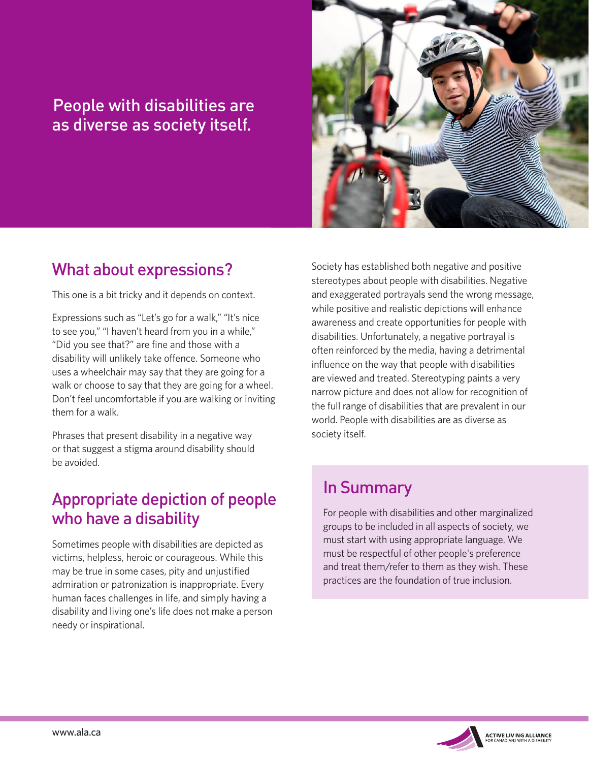People with disabilities are as diverse as society itself.

## What about expressions?

This one is a bit tricky and it depends on context.

Expressions such as "Let's go for a walk," "It's nice to see you," "I haven't heard from you in a while," "Did you see that?" are fine and those with a disability will unlikely take offence. Someone who uses a wheelchair may say that they are going for a walk or choose to say that they are going for a wheel. Don't feel uncomfortable if you are walking or inviting them for a walk.

Phrases that present disability in a negative way or that suggest a stigma around disability should be avoided.

## Appropriate depiction of people who have a disability

Sometimes people with disabilities are depicted as victims, helpless, heroic or courageous. While this may be true in some cases, pity and unjustified admiration or patronization is inappropriate. Every human faces challenges in life, and simply having a disability and living one's life does not make a person needy or inspirational.

Society has established both negative and positive stereotypes about people with disabilities. Negative and exaggerated portrayals send the wrong message, while positive and realistic depictions will enhance awareness and create opportunities for people with disabilities. Unfortunately, a negative portrayal is often reinforced by the media, having a detrimental influence on the way that people with disabilities are viewed and treated. Stereotyping paints a very narrow picture and does not allow for recognition of the full range of disabilities that are prevalent in our world. People with disabilities are as diverse as society itself.

## In Summary

For people with disabilities and other marginalized groups to be included in all aspects of society, we must start with using appropriate language. We must be respectful of other people's preference and treat them/refer to them as they wish. These practices are the foundation of true inclusion.

www.ala.ca

ACTIVE LIVING ALLIANCE FOR CANADIANS WITH A DISABILITY